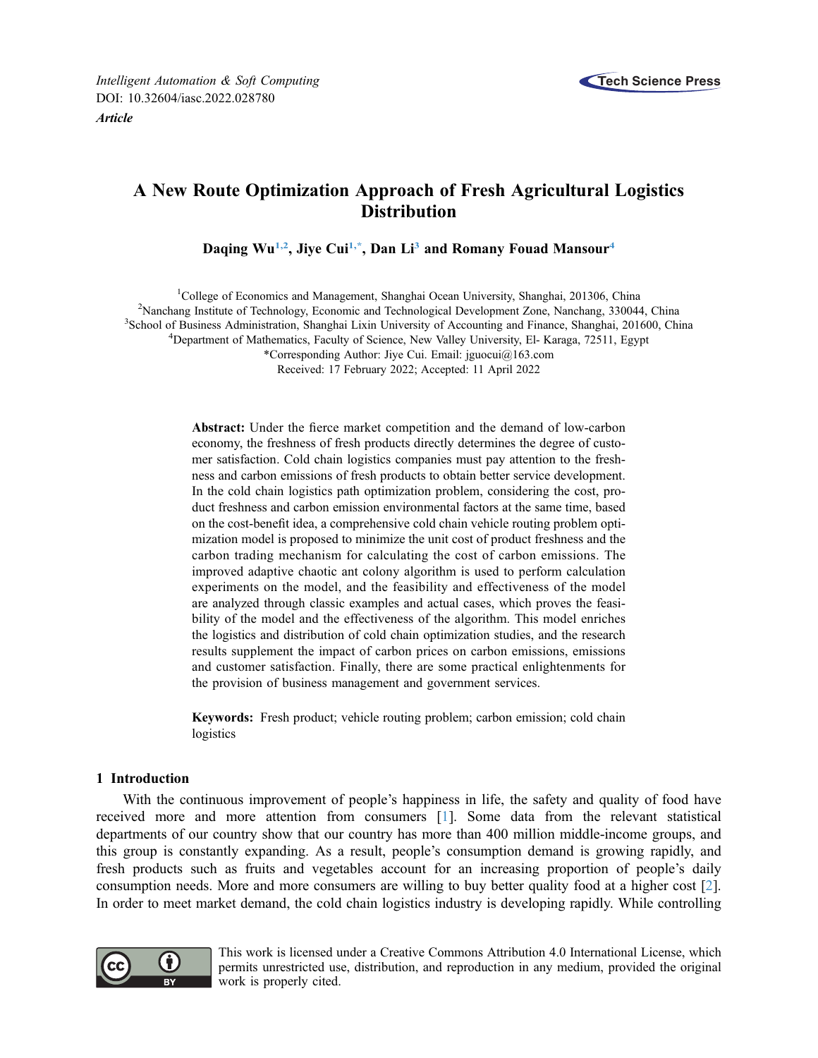*Intelligent Automation & Soft Computing*
DOI: 10.32604/iasc.2022.028780
***Article***

# A New Route Optimization Approach of Fresh Agricultural Logistics Distribution

**Daqing Wu[1,2], Jiye Cui[1,*], Dan Li[3] and Romany Fouad Mansour[4]**

[1]College of Economics and Management, Shanghai Ocean University, Shanghai, 201306, China
[2]Nanchang Institute of Technology, Economic and Technological Development Zone, Nanchang, 330044, China
[3]School of Business Administration, Shanghai Lixin University of Accounting and Finance, Shanghai, 201600, China
[4]Department of Mathematics, Faculty of Science, New Valley University, El- Karaga, 72511, Egypt
*Corresponding Author: Jiye Cui. Email: jguocui@163.com
Received: 17 February 2022; Accepted: 11 April 2022

**Abstract:** Under the fierce market competition and the demand of low-carbon economy, the freshness of fresh products directly determines the degree of customer satisfaction. Cold chain logistics companies must pay attention to the freshness and carbon emissions of fresh products to obtain better service development. In the cold chain logistics path optimization problem, considering the cost, product freshness and carbon emission environmental factors at the same time, based on the cost-benefit idea, a comprehensive cold chain vehicle routing problem optimization model is proposed to minimize the unit cost of product freshness and the carbon trading mechanism for calculating the cost of carbon emissions. The improved adaptive chaotic ant colony algorithm is used to perform calculation experiments on the model, and the feasibility and effectiveness of the model are analyzed through classic examples and actual cases, which proves the feasibility of the model and the effectiveness of the algorithm. This model enriches the logistics and distribution of cold chain optimization studies, and the research results supplement the impact of carbon prices on carbon emissions, emissions and customer satisfaction. Finally, there are some practical enlightenments for the provision of business management and government services.

**Keywords:** Fresh product; vehicle routing problem; carbon emission; cold chain logistics

## 1 Introduction

With the continuous improvement of people's happiness in life, the safety and quality of food have received more and more attention from consumers [1]. Some data from the relevant statistical departments of our country show that our country has more than 400 million middle-income groups, and this group is constantly expanding. As a result, people's consumption demand is growing rapidly, and fresh products such as fruits and vegetables account for an increasing proportion of people's daily consumption needs. More and more consumers are willing to buy better quality food at a higher cost [2]. In order to meet market demand, the cold chain logistics industry is developing rapidly. While controlling

This work is licensed under a Creative Commons Attribution 4.0 International License, which permits unrestricted use, distribution, and reproduction in any medium, provided the original work is properly cited.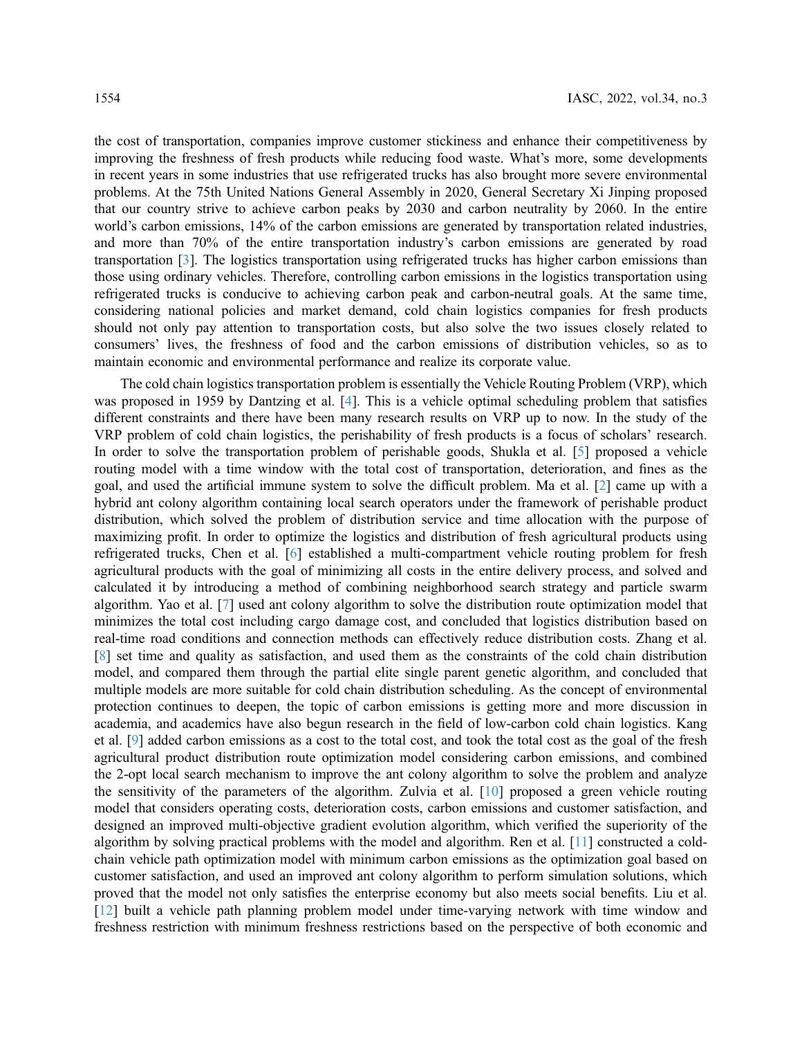the cost of transportation, companies improve customer stickiness and enhance their competitiveness by improving the freshness of fresh products while reducing food waste. What's more, some developments in recent years in some industries that use refrigerated trucks has also brought more severe environmental problems. At the 75th United Nations General Assembly in 2020, General Secretary Xi Jinping proposed that our country strive to achieve carbon peaks by 2030 and carbon neutrality by 2060. In the entire world's carbon emissions, 14% of the carbon emissions are generated by transportation related industries, and more than 70% of the entire transportation industry's carbon emissions are generated by road transportation [3]. The logistics transportation using refrigerated trucks has higher carbon emissions than those using ordinary vehicles. Therefore, controlling carbon emissions in the logistics transportation using refrigerated trucks is conducive to achieving carbon peak and carbon-neutral goals. At the same time, considering national policies and market demand, cold chain logistics companies for fresh products should not only pay attention to transportation costs, but also solve the two issues closely related to consumers' lives, the freshness of food and the carbon emissions of distribution vehicles, so as to maintain economic and environmental performance and realize its corporate value.

The cold chain logistics transportation problem is essentially the Vehicle Routing Problem (VRP), which was proposed in 1959 by Dantzing et al. [4]. This is a vehicle optimal scheduling problem that satisfies different constraints and there have been many research results on VRP up to now. In the study of the VRP problem of cold chain logistics, the perishability of fresh products is a focus of scholars' research. In order to solve the transportation problem of perishable goods, Shukla et al. [5] proposed a vehicle routing model with a time window with the total cost of transportation, deterioration, and fines as the goal, and used the artificial immune system to solve the difficult problem. Ma et al. [2] came up with a hybrid ant colony algorithm containing local search operators under the framework of perishable product distribution, which solved the problem of distribution service and time allocation with the purpose of maximizing profit. In order to optimize the logistics and distribution of fresh agricultural products using refrigerated trucks, Chen et al. [6] established a multi-compartment vehicle routing problem for fresh agricultural products with the goal of minimizing all costs in the entire delivery process, and solved and calculated it by introducing a method of combining neighborhood search strategy and particle swarm algorithm. Yao et al. [7] used ant colony algorithm to solve the distribution route optimization model that minimizes the total cost including cargo damage cost, and concluded that logistics distribution based on real-time road conditions and connection methods can effectively reduce distribution costs. Zhang et al. [8] set time and quality as satisfaction, and used them as the constraints of the cold chain distribution model, and compared them through the partial elite single parent genetic algorithm, and concluded that multiple models are more suitable for cold chain distribution scheduling. As the concept of environmental protection continues to deepen, the topic of carbon emissions is getting more and more discussion in academia, and academics have also begun research in the field of low-carbon cold chain logistics. Kang et al. [9] added carbon emissions as a cost to the total cost, and took the total cost as the goal of the fresh agricultural product distribution route optimization model considering carbon emissions, and combined the 2-opt local search mechanism to improve the ant colony algorithm to solve the problem and analyze the sensitivity of the parameters of the algorithm. Zulvia et al. [10] proposed a green vehicle routing model that considers operating costs, deterioration costs, carbon emissions and customer satisfaction, and designed an improved multi-objective gradient evolution algorithm, which verified the superiority of the algorithm by solving practical problems with the model and algorithm. Ren et al. [11] constructed a cold-chain vehicle path optimization model with minimum carbon emissions as the optimization goal based on customer satisfaction, and used an improved ant colony algorithm to perform simulation solutions, which proved that the model not only satisfies the enterprise economy but also meets social benefits. Liu et al. [12] built a vehicle path planning problem model under time-varying network with time window and freshness restriction with minimum freshness restrictions based on the perspective of both economic and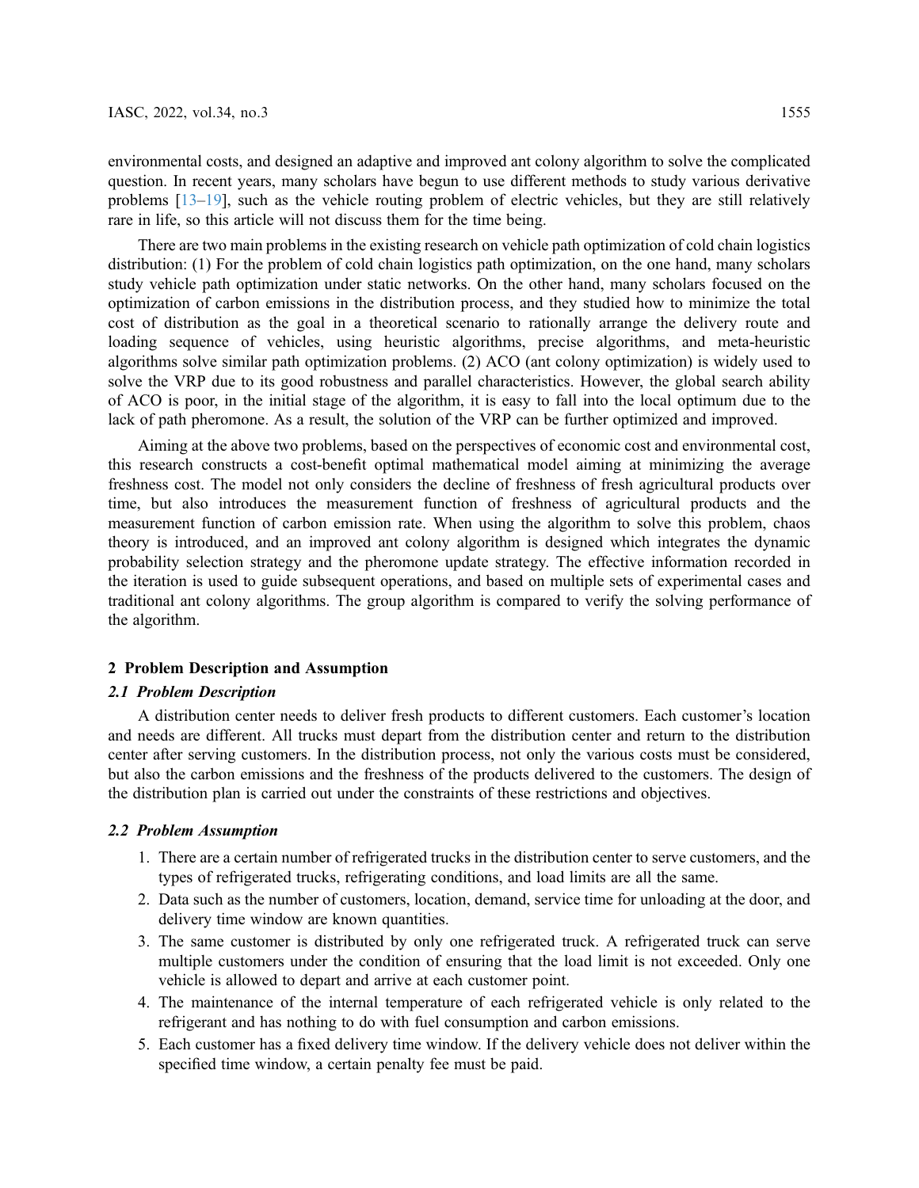environmental costs, and designed an adaptive and improved ant colony algorithm to solve the complicated question. In recent years, many scholars have begun to use different methods to study various derivative problems [13–19], such as the vehicle routing problem of electric vehicles, but they are still relatively rare in life, so this article will not discuss them for the time being.

There are two main problems in the existing research on vehicle path optimization of cold chain logistics distribution: (1) For the problem of cold chain logistics path optimization, on the one hand, many scholars study vehicle path optimization under static networks. On the other hand, many scholars focused on the optimization of carbon emissions in the distribution process, and they studied how to minimize the total cost of distribution as the goal in a theoretical scenario to rationally arrange the delivery route and loading sequence of vehicles, using heuristic algorithms, precise algorithms, and meta-heuristic algorithms solve similar path optimization problems. (2) ACO (ant colony optimization) is widely used to solve the VRP due to its good robustness and parallel characteristics. However, the global search ability of ACO is poor, in the initial stage of the algorithm, it is easy to fall into the local optimum due to the lack of path pheromone. As a result, the solution of the VRP can be further optimized and improved.

Aiming at the above two problems, based on the perspectives of economic cost and environmental cost, this research constructs a cost-benefit optimal mathematical model aiming at minimizing the average freshness cost. The model not only considers the decline of freshness of fresh agricultural products over time, but also introduces the measurement function of freshness of agricultural products and the measurement function of carbon emission rate. When using the algorithm to solve this problem, chaos theory is introduced, and an improved ant colony algorithm is designed which integrates the dynamic probability selection strategy and the pheromone update strategy. The effective information recorded in the iteration is used to guide subsequent operations, and based on multiple sets of experimental cases and traditional ant colony algorithms. The group algorithm is compared to verify the solving performance of the algorithm.

## 2 Problem Description and Assumption

### 2.1 Problem Description

A distribution center needs to deliver fresh products to different customers. Each customer's location and needs are different. All trucks must depart from the distribution center and return to the distribution center after serving customers. In the distribution process, not only the various costs must be considered, but also the carbon emissions and the freshness of the products delivered to the customers. The design of the distribution plan is carried out under the constraints of these restrictions and objectives.

### 2.2 Problem Assumption

1. There are a certain number of refrigerated trucks in the distribution center to serve customers, and the types of refrigerated trucks, refrigerating conditions, and load limits are all the same.
2. Data such as the number of customers, location, demand, service time for unloading at the door, and delivery time window are known quantities.
3. The same customer is distributed by only one refrigerated truck. A refrigerated truck can serve multiple customers under the condition of ensuring that the load limit is not exceeded. Only one vehicle is allowed to depart and arrive at each customer point.
4. The maintenance of the internal temperature of each refrigerated vehicle is only related to the refrigerant and has nothing to do with fuel consumption and carbon emissions.
5. Each customer has a fixed delivery time window. If the delivery vehicle does not deliver within the specified time window, a certain penalty fee must be paid.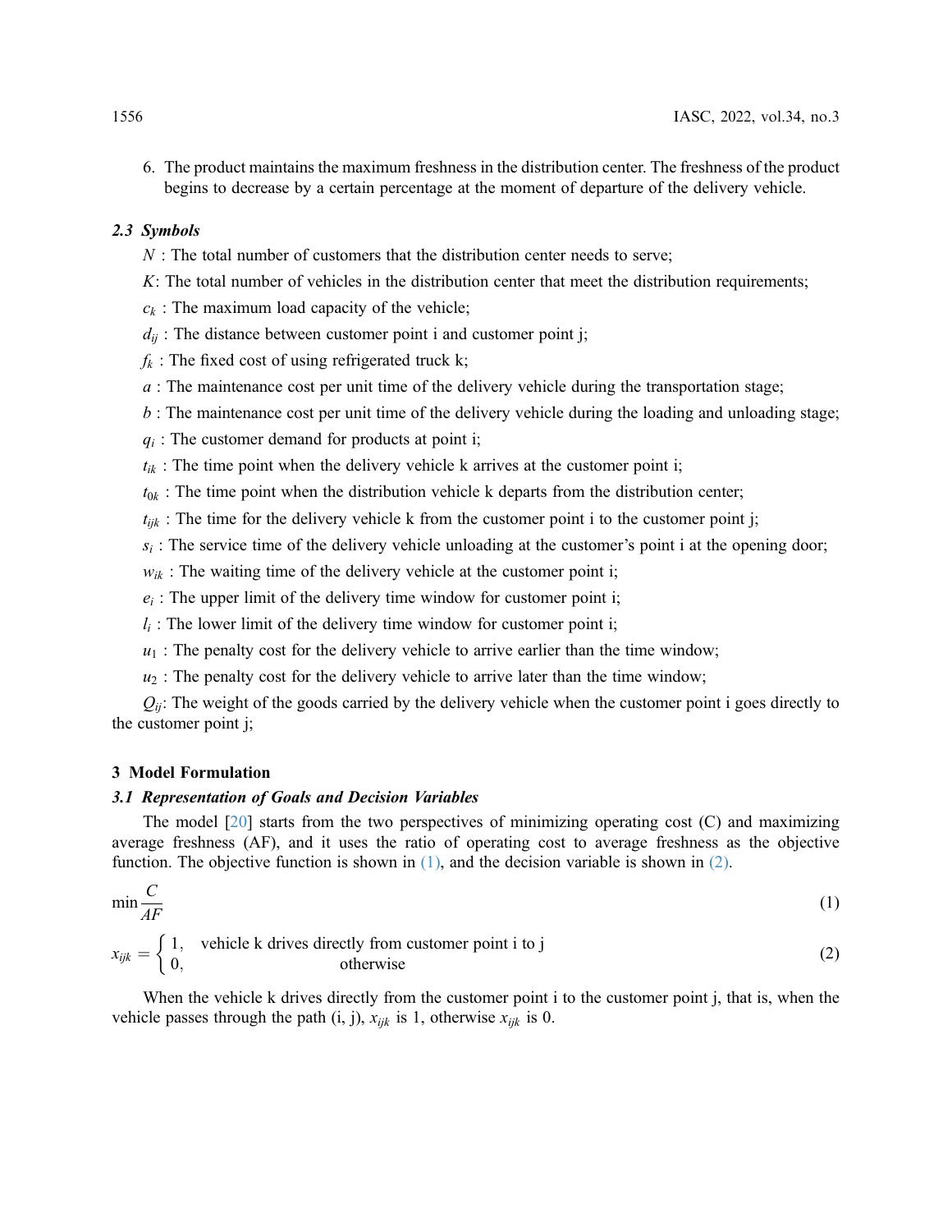6. The product maintains the maximum freshness in the distribution center. The freshness of the product begins to decrease by a certain percentage at the moment of departure of the delivery vehicle.

### 2.3 Symbols

$N$ : The total number of customers that the distribution center needs to serve;

$K$: The total number of vehicles in the distribution center that meet the distribution requirements;

$c_k$ : The maximum load capacity of the vehicle;

$d_{ij}$ : The distance between customer point i and customer point j;

$f_k$ : The fixed cost of using refrigerated truck k;

$a$ : The maintenance cost per unit time of the delivery vehicle during the transportation stage;

$b$ : The maintenance cost per unit time of the delivery vehicle during the loading and unloading stage;

$q_i$ : The customer demand for products at point i;

$t_{ik}$ : The time point when the delivery vehicle k arrives at the customer point i;

$t_{0k}$ : The time point when the distribution vehicle k departs from the distribution center;

$t_{ijk}$ : The time for the delivery vehicle k from the customer point i to the customer point j;

$s_i$ : The service time of the delivery vehicle unloading at the customer's point i at the opening door;

$w_{ik}$ : The waiting time of the delivery vehicle at the customer point i;

$e_i$ : The upper limit of the delivery time window for customer point i;

$l_i$ : The lower limit of the delivery time window for customer point i;

$u_1$ : The penalty cost for the delivery vehicle to arrive earlier than the time window;

$u_2$ : The penalty cost for the delivery vehicle to arrive later than the time window;

$Q_{ij}$: The weight of the goods carried by the delivery vehicle when the customer point i goes directly to the customer point j;

## 3 Model Formulation

### 3.1 Representation of Goals and Decision Variables

The model [20] starts from the two perspectives of minimizing operating cost (C) and maximizing average freshness (AF), and it uses the ratio of operating cost to average freshness as the objective function. The objective function is shown in (1), and the decision variable is shown in (2).

$$\min \frac{C}{AF} \tag{1}$$

$$x_{ijk} = \begin{cases} 1, & \text{vehicle k drives directly from customer point i to j} \\ 0, & \text{otherwise} \end{cases} \tag{2}$$

When the vehicle k drives directly from the customer point i to the customer point j, that is, when the vehicle passes through the path (i, j), $x_{ijk}$ is 1, otherwise $x_{ijk}$ is 0.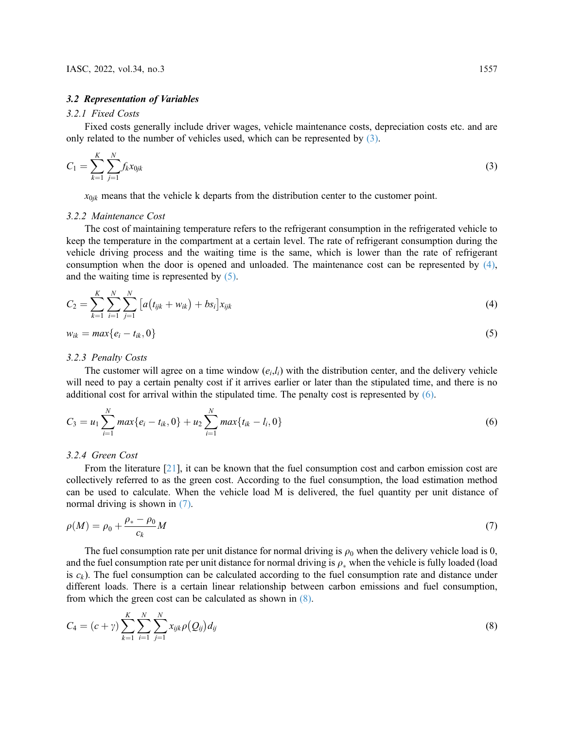### 3.2 Representation of Variables

#### 3.2.1 Fixed Costs

Fixed costs generally include driver wages, vehicle maintenance costs, depreciation costs etc. and are only related to the number of vehicles used, which can be represented by (3).

$$C_1 = \sum_{k=1}^{K} \sum_{j=1}^{N} f_k x_{0jk} \tag{3}$$

$x_{0jk}$ means that the vehicle k departs from the distribution center to the customer point.

#### 3.2.2 Maintenance Cost

The cost of maintaining temperature refers to the refrigerant consumption in the refrigerated vehicle to keep the temperature in the compartment at a certain level. The rate of refrigerant consumption during the vehicle driving process and the waiting time is the same, which is lower than the rate of refrigerant consumption when the door is opened and unloaded. The maintenance cost can be represented by (4), and the waiting time is represented by (5).

$$C_2 = \sum_{k=1}^{K} \sum_{i=1}^{N} \sum_{j=1}^{N} \left[ a\left(t_{ijk} + w_{ik}\right) + bs_i \right] x_{ijk} \tag{4}$$

$$w_{ik} = max\{e_i - t_{ik}, 0\} \tag{5}$$

#### 3.2.3 Penalty Costs

The customer will agree on a time window $(e_i, l_i)$ with the distribution center, and the delivery vehicle will need to pay a certain penalty cost if it arrives earlier or later than the stipulated time, and there is no additional cost for arrival within the stipulated time. The penalty cost is represented by (6).

$$C_3 = u_1 \sum_{i=1}^{N} max\{e_i - t_{ik}, 0\} + u_2 \sum_{i=1}^{N} max\{t_{ik} - l_i, 0\} \tag{6}$$

#### 3.2.4 Green Cost

From the literature [21], it can be known that the fuel consumption cost and carbon emission cost are collectively referred to as the green cost. According to the fuel consumption, the load estimation method can be used to calculate. When the vehicle load M is delivered, the fuel quantity per unit distance of normal driving is shown in (7).

$$\rho(M) = \rho_0 + \frac{\rho_* - \rho_0}{c_k} M \tag{7}$$

The fuel consumption rate per unit distance for normal driving is $\rho_0$ when the delivery vehicle load is 0, and the fuel consumption rate per unit distance for normal driving is $\rho_*$ when the vehicle is fully loaded (load is $c_k$). The fuel consumption can be calculated according to the fuel consumption rate and distance under different loads. There is a certain linear relationship between carbon emissions and fuel consumption, from which the green cost can be calculated as shown in (8).

$$C_4 = (c + \gamma) \sum_{k=1}^{K} \sum_{i=1}^{N} \sum_{j=1}^{N} x_{ijk} \rho\left(Q_{ij}\right) d_{ij} \tag{8}$$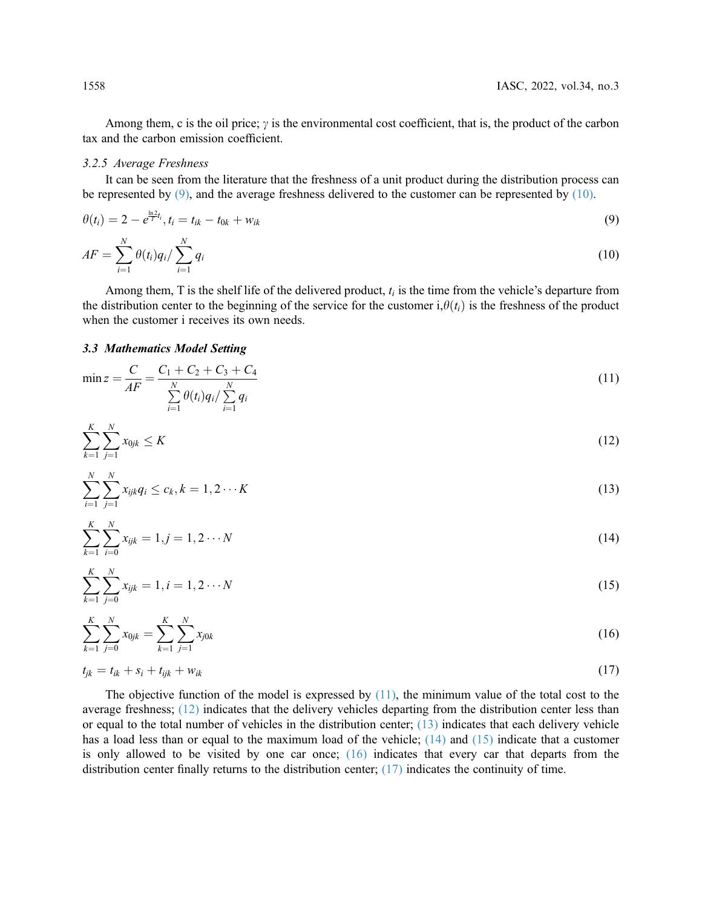Among them, c is the oil price; $\gamma$ is the environmental cost coefficient, that is, the product of the carbon tax and the carbon emission coefficient.

### 3.2.5 Average Freshness

It can be seen from the literature that the freshness of a unit product during the distribution process can be represented by (9), and the average freshness delivered to the customer can be represented by (10).

$$\theta(t_i) = 2 - e^{\frac{\ln 2}{T} t_i}, t_i = t_{ik} - t_{0k} + w_{ik} \tag{9}$$

$$AF = \sum_{i=1}^{N} \theta(t_i) q_i / \sum_{i=1}^{N} q_i \tag{10}$$

Among them, T is the shelf life of the delivered product, $t_i$ is the time from the vehicle's departure from the distribution center to the beginning of the service for the customer i,$\theta(t_i)$ is the freshness of the product when the customer i receives its own needs.

## 3.3 Mathematics Model Setting

$$\min z = \frac{C}{AF} = \frac{C_1 + C_2 + C_3 + C_4}{\sum_{i=1}^{N} \theta(t_i) q_i / \sum_{i=1}^{N} q_i} \tag{11}$$

$$\sum_{k=1}^{K} \sum_{j=1}^{N} x_{0jk} \leq K \tag{12}$$

$$\sum_{i=1}^{N} \sum_{j=1}^{N} x_{ijk} q_i \leq c_k, k = 1, 2 \cdots K \tag{13}$$

$$\sum_{k=1}^{K} \sum_{i=0}^{N} x_{ijk} = 1, j = 1, 2 \cdots N \tag{14}$$

$$\sum_{k=1}^{K} \sum_{j=0}^{N} x_{ijk} = 1, i = 1, 2 \cdots N \tag{15}$$

$$\sum_{k=1}^{K} \sum_{j=0}^{N} x_{0jk} = \sum_{k=1}^{K} \sum_{j=1}^{N} x_{j0k} \tag{16}$$

$$t_{jk} = t_{ik} + s_i + t_{ijk} + w_{ik} \tag{17}$$

The objective function of the model is expressed by (11), the minimum value of the total cost to the average freshness; (12) indicates that the delivery vehicles departing from the distribution center less than or equal to the total number of vehicles in the distribution center; (13) indicates that each delivery vehicle has a load less than or equal to the maximum load of the vehicle; (14) and (15) indicate that a customer is only allowed to be visited by one car once; (16) indicates that every car that departs from the distribution center finally returns to the distribution center; (17) indicates the continuity of time.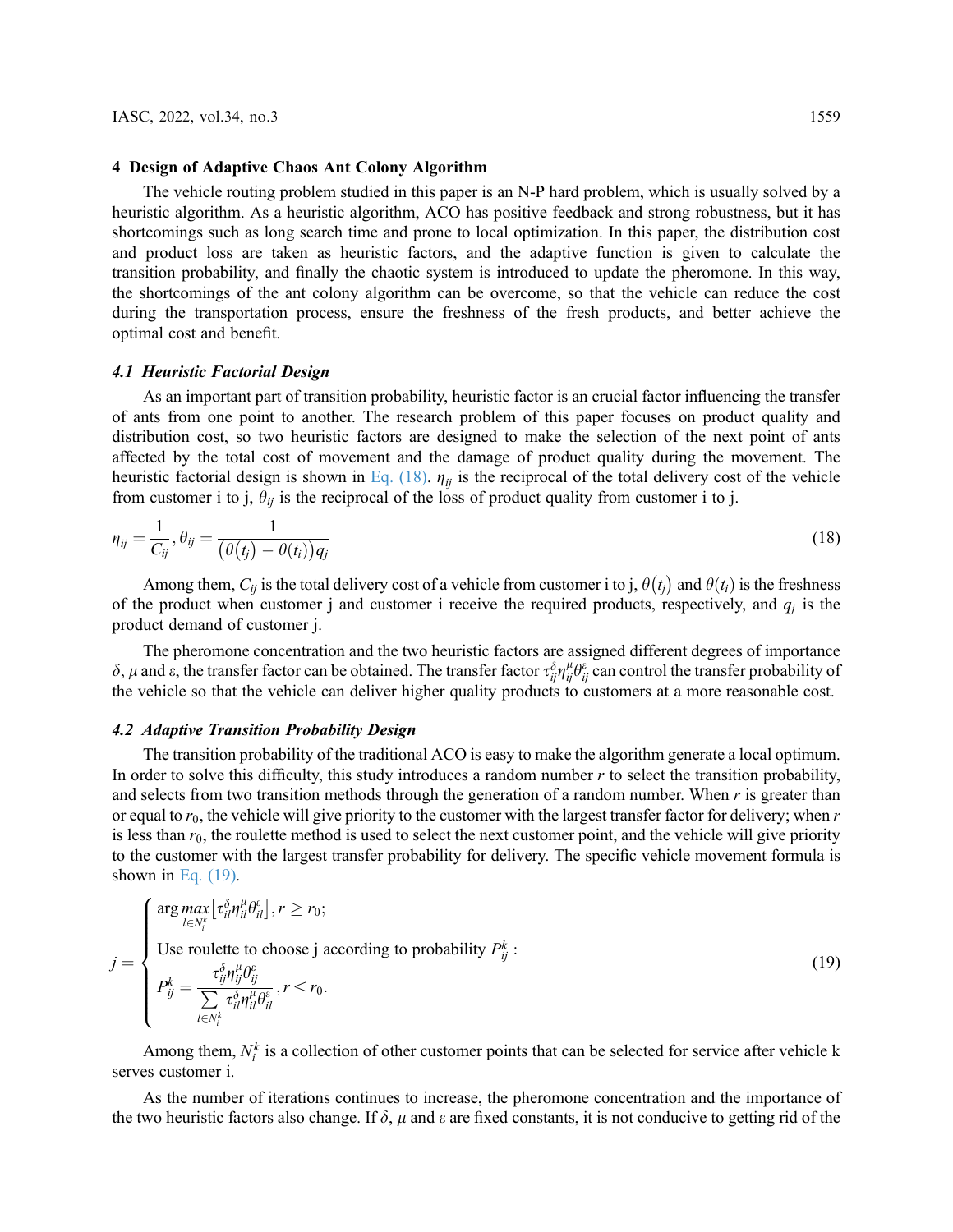## 4 Design of Adaptive Chaos Ant Colony Algorithm

The vehicle routing problem studied in this paper is an N-P hard problem, which is usually solved by a heuristic algorithm. As a heuristic algorithm, ACO has positive feedback and strong robustness, but it has shortcomings such as long search time and prone to local optimization. In this paper, the distribution cost and product loss are taken as heuristic factors, and the adaptive function is given to calculate the transition probability, and finally the chaotic system is introduced to update the pheromone. In this way, the shortcomings of the ant colony algorithm can be overcome, so that the vehicle can reduce the cost during the transportation process, ensure the freshness of the fresh products, and better achieve the optimal cost and benefit.

### *4.1 Heuristic Factorial Design*

As an important part of transition probability, heuristic factor is an crucial factor influencing the transfer of ants from one point to another. The research problem of this paper focuses on product quality and distribution cost, so two heuristic factors are designed to make the selection of the next point of ants affected by the total cost of movement and the damage of product quality during the movement. The heuristic factorial design is shown in Eq. (18). $\eta_{ij}$ is the reciprocal of the total delivery cost of the vehicle from customer i to j, $\theta_{ij}$ is the reciprocal of the loss of product quality from customer i to j.

$$\eta_{ij} = \frac{1}{C_{ij}}, \theta_{ij} = \frac{1}{\left(\theta\left(t_j\right) - \theta(t_i)\right)q_j} \tag{18}$$

Among them, $C_{ij}$ is the total delivery cost of a vehicle from customer i to j, $\theta\left(t_j\right)$ and $\theta(t_i)$ is the freshness of the product when customer j and customer i receive the required products, respectively, and $q_j$ is the product demand of customer j.

The pheromone concentration and the two heuristic factors are assigned different degrees of importance $\delta$, $\mu$ and $\varepsilon$, the transfer factor can be obtained. The transfer factor $\tau_{ij}^{\delta}\eta_{ij}^{\mu}\theta_{ij}^{\varepsilon}$ can control the transfer probability of the vehicle so that the vehicle can deliver higher quality products to customers at a more reasonable cost.

### *4.2 Adaptive Transition Probability Design*

The transition probability of the traditional ACO is easy to make the algorithm generate a local optimum. In order to solve this difficulty, this study introduces a random number $r$ to select the transition probability, and selects from two transition methods through the generation of a random number. When $r$ is greater than or equal to $r_0$, the vehicle will give priority to the customer with the largest transfer factor for delivery; when $r$ is less than $r_0$, the roulette method is used to select the next customer point, and the vehicle will give priority to the customer with the largest transfer probability for delivery. The specific vehicle movement formula is shown in Eq. (19).

$$j = \begin{cases} \arg \max\limits_{l \in N_i^k}\left[\tau_{il}^{\delta}\eta_{il}^{\mu}\theta_{il}^{\varepsilon}\right], r \geq r_0; \\ \text{Use roulette to choose j according to probability } P_{ij}^k: \\ P_{ij}^k = \dfrac{\tau_{ij}^{\delta}\eta_{ij}^{\mu}\theta_{ij}^{\varepsilon}}{\sum\limits_{l \in N_i^k}\tau_{il}^{\delta}\eta_{il}^{\mu}\theta_{il}^{\varepsilon}}, r < r_0. \end{cases} \tag{19}$$

Among them, $N_i^k$ is a collection of other customer points that can be selected for service after vehicle k serves customer i.

As the number of iterations continues to increase, the pheromone concentration and the importance of the two heuristic factors also change. If $\delta$, $\mu$ and $\varepsilon$ are fixed constants, it is not conducive to getting rid of the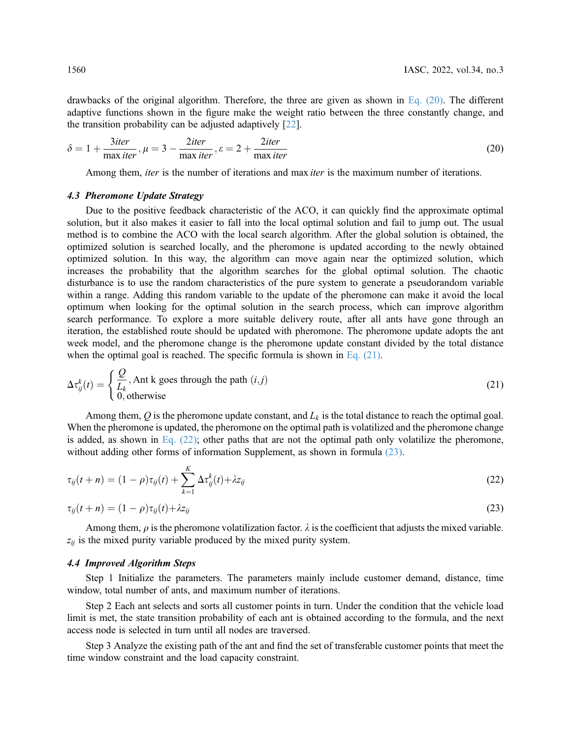drawbacks of the original algorithm. Therefore, the three are given as shown in Eq. (20). The different adaptive functions shown in the figure make the weight ratio between the three constantly change, and the transition probability can be adjusted adaptively [22].

$$\delta = 1 + \frac{3iter}{\max iter}, \mu = 3 - \frac{2iter}{\max iter}, \varepsilon = 2 + \frac{2iter}{\max iter} \tag{20}$$

Among them, *iter* is the number of iterations and max *iter* is the maximum number of iterations.

### *4.3 Pheromone Update Strategy*

Due to the positive feedback characteristic of the ACO, it can quickly find the approximate optimal solution, but it also makes it easier to fall into the local optimal solution and fail to jump out. The usual method is to combine the ACO with the local search algorithm. After the global solution is obtained, the optimized solution is searched locally, and the pheromone is updated according to the newly obtained optimized solution. In this way, the algorithm can move again near the optimized solution, which increases the probability that the algorithm searches for the global optimal solution. The chaotic disturbance is to use the random characteristics of the pure system to generate a pseudorandom variable within a range. Adding this random variable to the update of the pheromone can make it avoid the local optimum when looking for the optimal solution in the search process, which can improve algorithm search performance. To explore a more suitable delivery route, after all ants have gone through an iteration, the established route should be updated with pheromone. The pheromone update adopts the ant week model, and the pheromone change is the pheromone update constant divided by the total distance when the optimal goal is reached. The specific formula is shown in Eq. (21).

$$\Delta\tau_{ij}^{k}(t) = \begin{cases} \dfrac{Q}{L_k}, \text{Ant k goes through the path } (i, j) \\ 0, \text{otherwise} \end{cases} \tag{21}$$

Among them, $Q$ is the pheromone update constant, and $L_k$ is the total distance to reach the optimal goal. When the pheromone is updated, the pheromone on the optimal path is volatilized and the pheromone change is added, as shown in Eq. (22); other paths that are not the optimal path only volatilize the pheromone, without adding other forms of information Supplement, as shown in formula (23).

$$\tau_{ij}(t+n) = (1-\rho)\tau_{ij}(t) + \sum_{k=1}^{K}\Delta\tau_{ij}^{k}(t) + \lambda z_{ij} \tag{22}$$

$$\tau_{ij}(t+n) = (1-\rho)\tau_{ij}(t) + \lambda z_{ij} \tag{23}$$

Among them, $\rho$ is the pheromone volatilization factor. $\lambda$ is the coefficient that adjusts the mixed variable. $z_{ij}$ is the mixed purity variable produced by the mixed purity system.

### *4.4 Improved Algorithm Steps*

Step 1 Initialize the parameters. The parameters mainly include customer demand, distance, time window, total number of ants, and maximum number of iterations.

Step 2 Each ant selects and sorts all customer points in turn. Under the condition that the vehicle load limit is met, the state transition probability of each ant is obtained according to the formula, and the next access node is selected in turn until all nodes are traversed.

Step 3 Analyze the existing path of the ant and find the set of transferable customer points that meet the time window constraint and the load capacity constraint.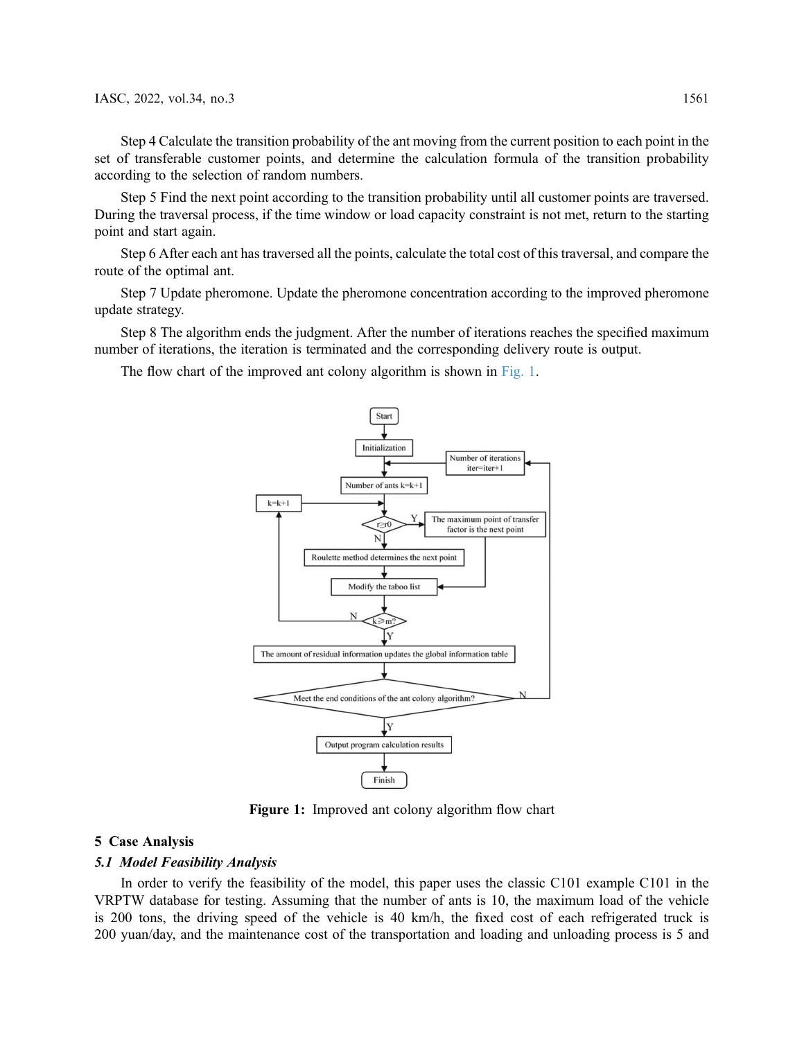Step 4 Calculate the transition probability of the ant moving from the current position to each point in the set of transferable customer points, and determine the calculation formula of the transition probability according to the selection of random numbers.

Step 5 Find the next point according to the transition probability until all customer points are traversed. During the traversal process, if the time window or load capacity constraint is not met, return to the starting point and start again.

Step 6 After each ant has traversed all the points, calculate the total cost of this traversal, and compare the route of the optimal ant.

Step 7 Update pheromone. Update the pheromone concentration according to the improved pheromone update strategy.

Step 8 The algorithm ends the judgment. After the number of iterations reaches the specified maximum number of iterations, the iteration is terminated and the corresponding delivery route is output.

The flow chart of the improved ant colony algorithm is shown in Fig. 1.

**Figure 1:** Improved ant colony algorithm flow chart

## 5 Case Analysis

### *5.1 Model Feasibility Analysis*

In order to verify the feasibility of the model, this paper uses the classic C101 example C101 in the VRPTW database for testing. Assuming that the number of ants is 10, the maximum load of the vehicle is 200 tons, the driving speed of the vehicle is 40 km/h, the fixed cost of each refrigerated truck is 200 yuan/day, and the maintenance cost of the transportation and loading and unloading process is 5 and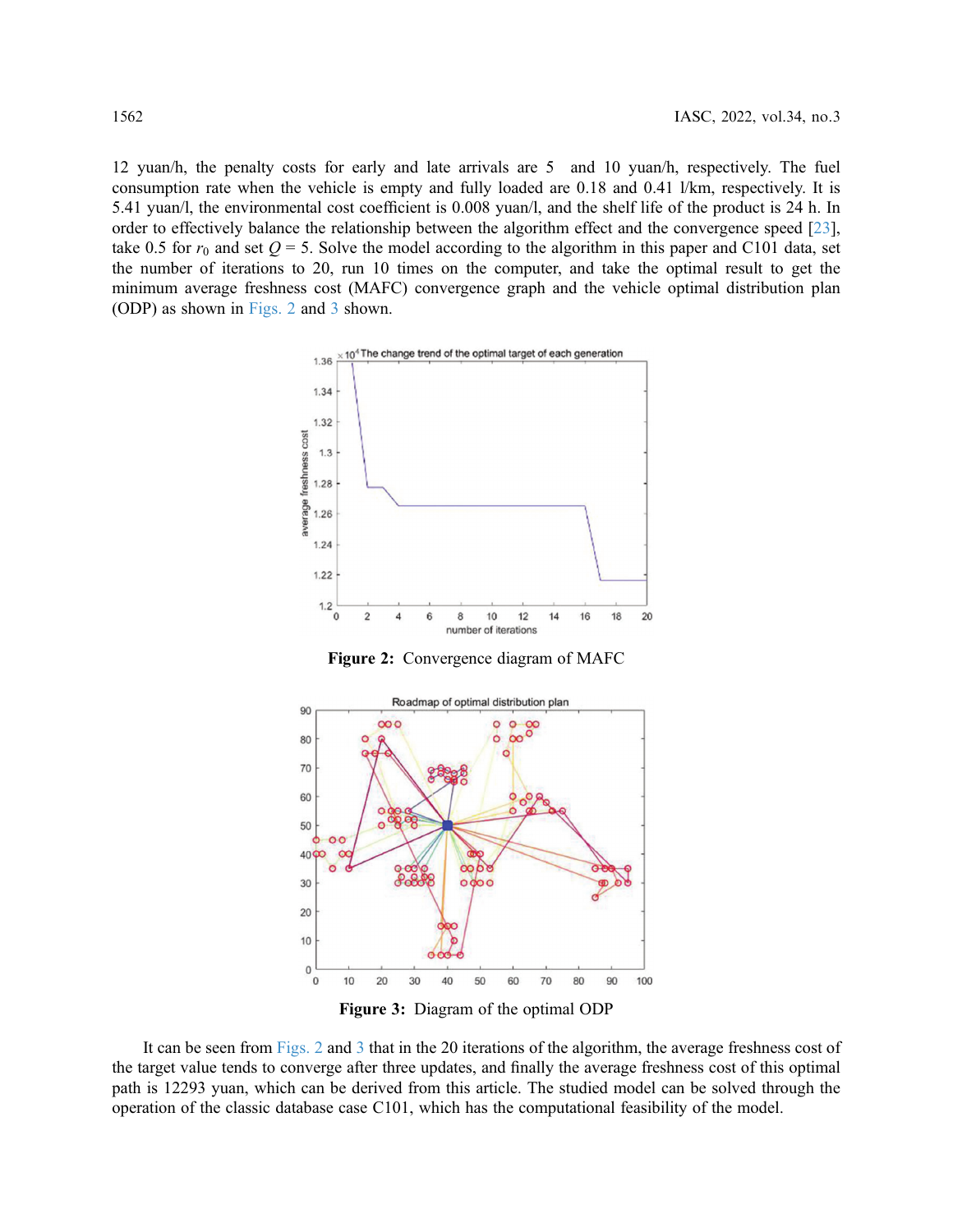12 yuan/h, the penalty costs for early and late arrivals are 5 and 10 yuan/h, respectively. The fuel consumption rate when the vehicle is empty and fully loaded are 0.18 and 0.41 l/km, respectively. It is 5.41 yuan/l, the environmental cost coefficient is 0.008 yuan/l, and the shelf life of the product is 24 h. In order to effectively balance the relationship between the algorithm effect and the convergence speed [23], take 0.5 for $r_0$ and set $Q = 5$. Solve the model according to the algorithm in this paper and C101 data, set the number of iterations to 20, run 10 times on the computer, and take the optimal result to get the minimum average freshness cost (MAFC) convergence graph and the vehicle optimal distribution plan (ODP) as shown in Figs. 2 and 3 shown.

**Figure 2:** Convergence diagram of MAFC

**Figure 3:** Diagram of the optimal ODP

It can be seen from Figs. 2 and 3 that in the 20 iterations of the algorithm, the average freshness cost of the target value tends to converge after three updates, and finally the average freshness cost of this optimal path is 12293 yuan, which can be derived from this article. The studied model can be solved through the operation of the classic database case C101, which has the computational feasibility of the model.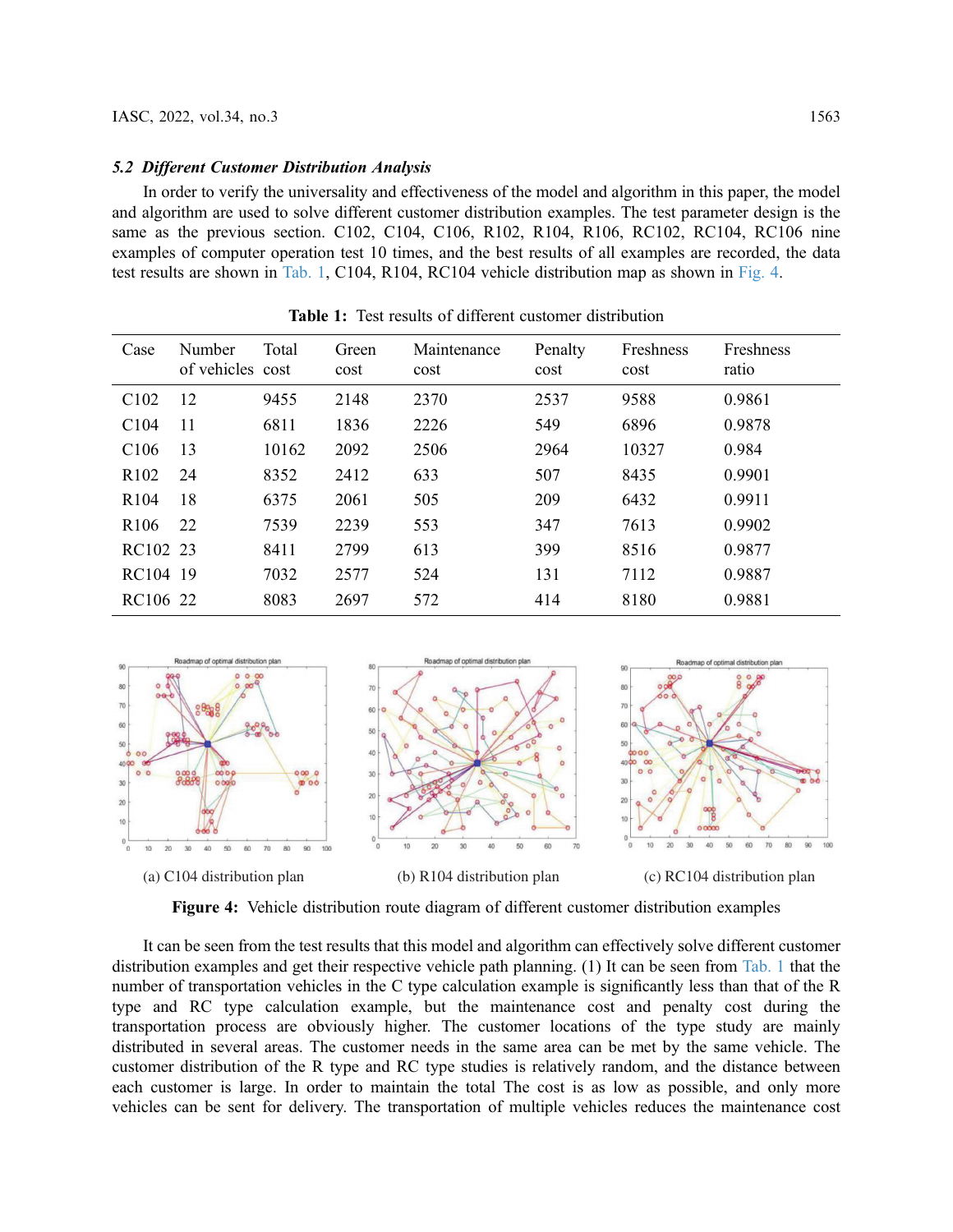### *5.2 Different Customer Distribution Analysis*

In order to verify the universality and effectiveness of the model and algorithm in this paper, the model and algorithm are used to solve different customer distribution examples. The test parameter design is the same as the previous section. C102, C104, C106, R102, R104, R106, RC102, RC104, RC106 nine examples of computer operation test 10 times, and the best results of all examples are recorded, the data test results are shown in Tab. 1, C104, R104, RC104 vehicle distribution map as shown in Fig. 4.

**Table 1:** Test results of different customer distribution

| Case | Number of vehicles | Total cost | Green cost | Maintenance cost | Penalty cost | Freshness cost | Freshness ratio |
|---|---|---|---|---|---|---|---|
| C102 | 12 | 9455 | 2148 | 2370 | 2537 | 9588 | 0.9861 |
| C104 | 11 | 6811 | 1836 | 2226 | 549 | 6896 | 0.9878 |
| C106 | 13 | 10162 | 2092 | 2506 | 2964 | 10327 | 0.984 |
| R102 | 24 | 8352 | 2412 | 633 | 507 | 8435 | 0.9901 |
| R104 | 18 | 6375 | 2061 | 505 | 209 | 6432 | 0.9911 |
| R106 | 22 | 7539 | 2239 | 553 | 347 | 7613 | 0.9902 |
| RC102 | 23 | 8411 | 2799 | 613 | 399 | 8516 | 0.9877 |
| RC104 | 19 | 7032 | 2577 | 524 | 131 | 7112 | 0.9887 |
| RC106 | 22 | 8083 | 2697 | 572 | 414 | 8180 | 0.9881 |

(a) C104 distribution plan (b) R104 distribution plan (c) RC104 distribution plan

**Figure 4:** Vehicle distribution route diagram of different customer distribution examples

It can be seen from the test results that this model and algorithm can effectively solve different customer distribution examples and get their respective vehicle path planning. (1) It can be seen from Tab. 1 that the number of transportation vehicles in the C type calculation example is significantly less than that of the R type and RC type calculation example, but the maintenance cost and penalty cost during the transportation process are obviously higher. The customer locations of the type study are mainly distributed in several areas. The customer needs in the same area can be met by the same vehicle. The customer distribution of the R type and RC type studies is relatively random, and the distance between each customer is large. In order to maintain the total The cost is as low as possible, and only more vehicles can be sent for delivery. The transportation of multiple vehicles reduces the maintenance cost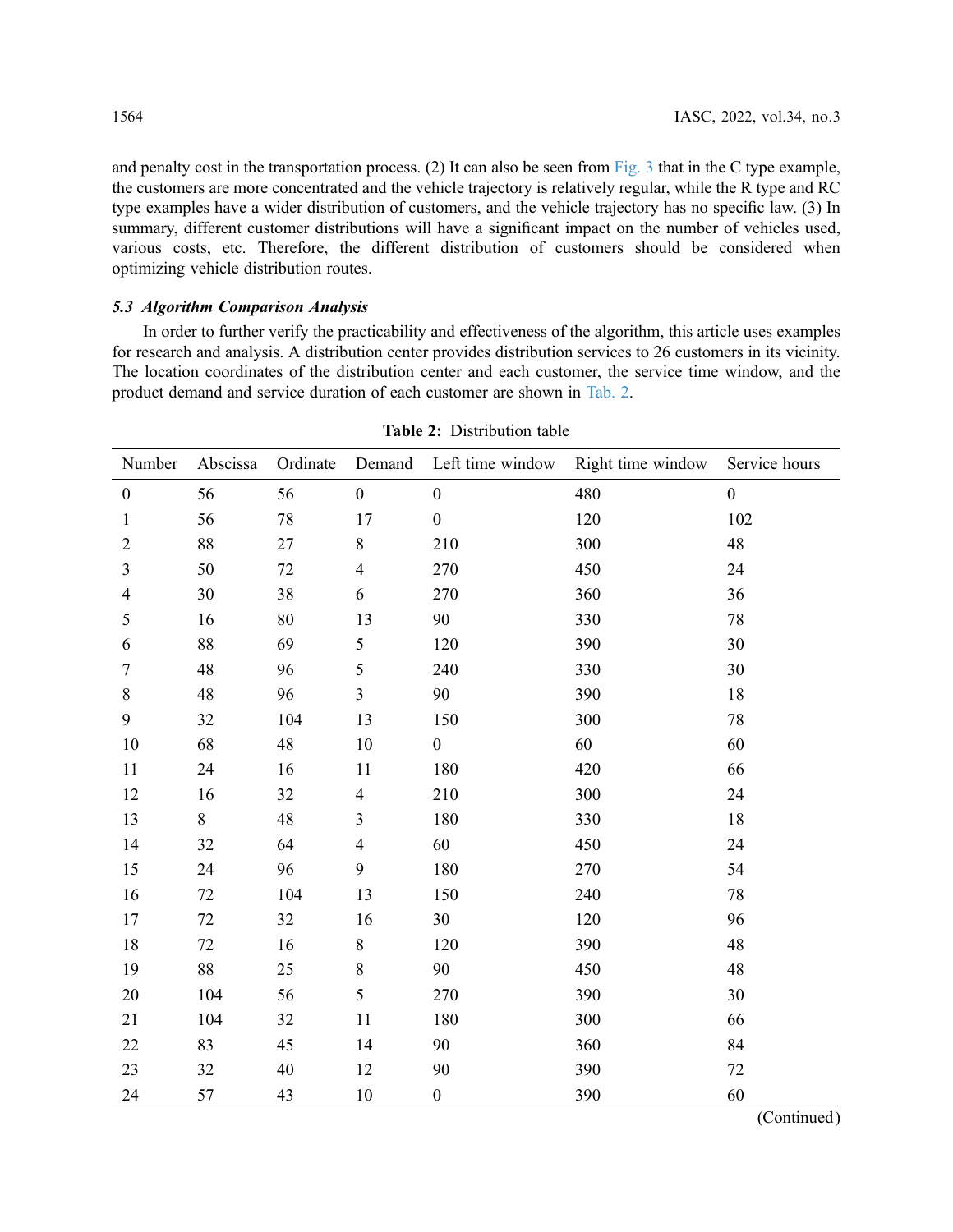and penalty cost in the transportation process. (2) It can also be seen from Fig. 3 that in the C type example, the customers are more concentrated and the vehicle trajectory is relatively regular, while the R type and RC type examples have a wider distribution of customers, and the vehicle trajectory has no specific law. (3) In summary, different customer distributions will have a significant impact on the number of vehicles used, various costs, etc. Therefore, the different distribution of customers should be considered when optimizing vehicle distribution routes.

### *5.3 Algorithm Comparison Analysis*

In order to further verify the practicability and effectiveness of the algorithm, this article uses examples for research and analysis. A distribution center provides distribution services to 26 customers in its vicinity. The location coordinates of the distribution center and each customer, the service time window, and the product demand and service duration of each customer are shown in Tab. 2.

**Table 2:** Distribution table

| Number | Abscissa | Ordinate | Demand | Left time window | Right time window | Service hours |
|---|---|---|---|---|---|---|
| 0 | 56 | 56 | 0 | 0 | 480 | 0 |
| 1 | 56 | 78 | 17 | 0 | 120 | 102 |
| 2 | 88 | 27 | 8 | 210 | 300 | 48 |
| 3 | 50 | 72 | 4 | 270 | 450 | 24 |
| 4 | 30 | 38 | 6 | 270 | 360 | 36 |
| 5 | 16 | 80 | 13 | 90 | 330 | 78 |
| 6 | 88 | 69 | 5 | 120 | 390 | 30 |
| 7 | 48 | 96 | 5 | 240 | 330 | 30 |
| 8 | 48 | 96 | 3 | 90 | 390 | 18 |
| 9 | 32 | 104 | 13 | 150 | 300 | 78 |
| 10 | 68 | 48 | 10 | 0 | 60 | 60 |
| 11 | 24 | 16 | 11 | 180 | 420 | 66 |
| 12 | 16 | 32 | 4 | 210 | 300 | 24 |
| 13 | 8 | 48 | 3 | 180 | 330 | 18 |
| 14 | 32 | 64 | 4 | 60 | 450 | 24 |
| 15 | 24 | 96 | 9 | 180 | 270 | 54 |
| 16 | 72 | 104 | 13 | 150 | 240 | 78 |
| 17 | 72 | 32 | 16 | 30 | 120 | 96 |
| 18 | 72 | 16 | 8 | 120 | 390 | 48 |
| 19 | 88 | 25 | 8 | 90 | 450 | 48 |
| 20 | 104 | 56 | 5 | 270 | 390 | 30 |
| 21 | 104 | 32 | 11 | 180 | 300 | 66 |
| 22 | 83 | 45 | 14 | 90 | 360 | 84 |
| 23 | 32 | 40 | 12 | 90 | 390 | 72 |
| 24 | 57 | 43 | 10 | 0 | 390 | 60 |

(Continued)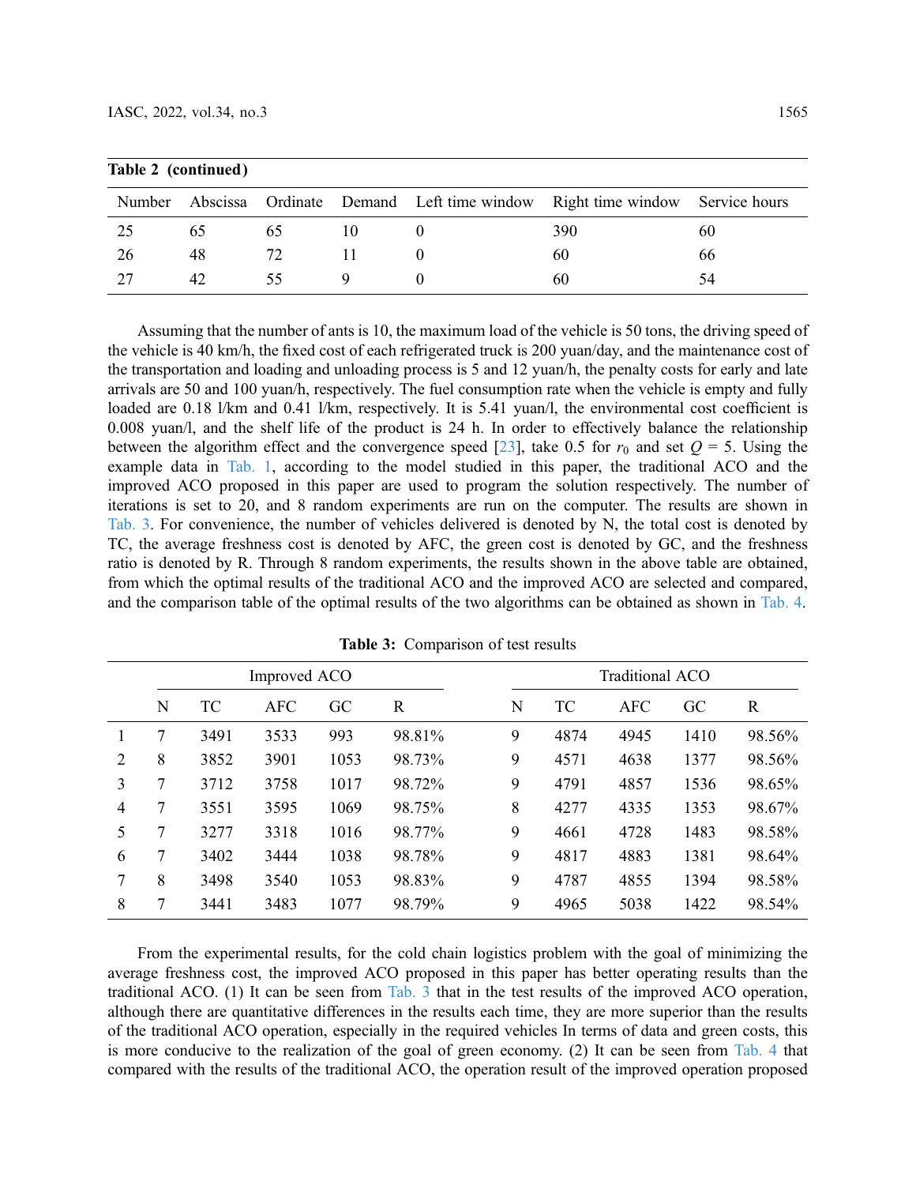**Table 2 (continued)**

| Number | Abscissa | Ordinate | Demand | Left time window | Right time window | Service hours |
|---|---|---|---|---|---|---|
| 25 | 65 | 65 | 10 | 0 | 390 | 60 |
| 26 | 48 | 72 | 11 | 0 | 60 | 66 |
| 27 | 42 | 55 | 9 | 0 | 60 | 54 |

Assuming that the number of ants is 10, the maximum load of the vehicle is 50 tons, the driving speed of the vehicle is 40 km/h, the fixed cost of each refrigerated truck is 200 yuan/day, and the maintenance cost of the transportation and loading and unloading process is 5 and 12 yuan/h, the penalty costs for early and late arrivals are 50 and 100 yuan/h, respectively. The fuel consumption rate when the vehicle is empty and fully loaded are 0.18 l/km and 0.41 l/km, respectively. It is 5.41 yuan/l, the environmental cost coefficient is 0.008 yuan/l, and the shelf life of the product is 24 h. In order to effectively balance the relationship between the algorithm effect and the convergence speed [23], take 0.5 for $r_0$ and set $Q = 5$. Using the example data in Tab. 1, according to the model studied in this paper, the traditional ACO and the improved ACO proposed in this paper are used to program the solution respectively. The number of iterations is set to 20, and 8 random experiments are run on the computer. The results are shown in Tab. 3. For convenience, the number of vehicles delivered is denoted by N, the total cost is denoted by TC, the average freshness cost is denoted by AFC, the green cost is denoted by GC, and the freshness ratio is denoted by R. Through 8 random experiments, the results shown in the above table are obtained, from which the optimal results of the traditional ACO and the improved ACO are selected and compared, and the comparison table of the optimal results of the two algorithms can be obtained as shown in Tab. 4.

**Table 3:** Comparison of test results

| | Improved ACO | | | | | Traditional ACO | | | | |
|---|---|---|---|---|---|---|---|---|---|---|
| | N | TC | AFC | GC | R | N | TC | AFC | GC | R |
| 1 | 7 | 3491 | 3533 | 993 | 98.81% | 9 | 4874 | 4945 | 1410 | 98.56% |
| 2 | 8 | 3852 | 3901 | 1053 | 98.73% | 9 | 4571 | 4638 | 1377 | 98.56% |
| 3 | 7 | 3712 | 3758 | 1017 | 98.72% | 9 | 4791 | 4857 | 1536 | 98.65% |
| 4 | 7 | 3551 | 3595 | 1069 | 98.75% | 8 | 4277 | 4335 | 1353 | 98.67% |
| 5 | 7 | 3277 | 3318 | 1016 | 98.77% | 9 | 4661 | 4728 | 1483 | 98.58% |
| 6 | 7 | 3402 | 3444 | 1038 | 98.78% | 9 | 4817 | 4883 | 1381 | 98.64% |
| 7 | 8 | 3498 | 3540 | 1053 | 98.83% | 9 | 4787 | 4855 | 1394 | 98.58% |
| 8 | 7 | 3441 | 3483 | 1077 | 98.79% | 9 | 4965 | 5038 | 1422 | 98.54% |

From the experimental results, for the cold chain logistics problem with the goal of minimizing the average freshness cost, the improved ACO proposed in this paper has better operating results than the traditional ACO. (1) It can be seen from Tab. 3 that in the test results of the improved ACO operation, although there are quantitative differences in the results each time, they are more superior than the results of the traditional ACO operation, especially in the required vehicles In terms of data and green costs, this is more conducive to the realization of the goal of green economy. (2) It can be seen from Tab. 4 that compared with the results of the traditional ACO, the operation result of the improved operation proposed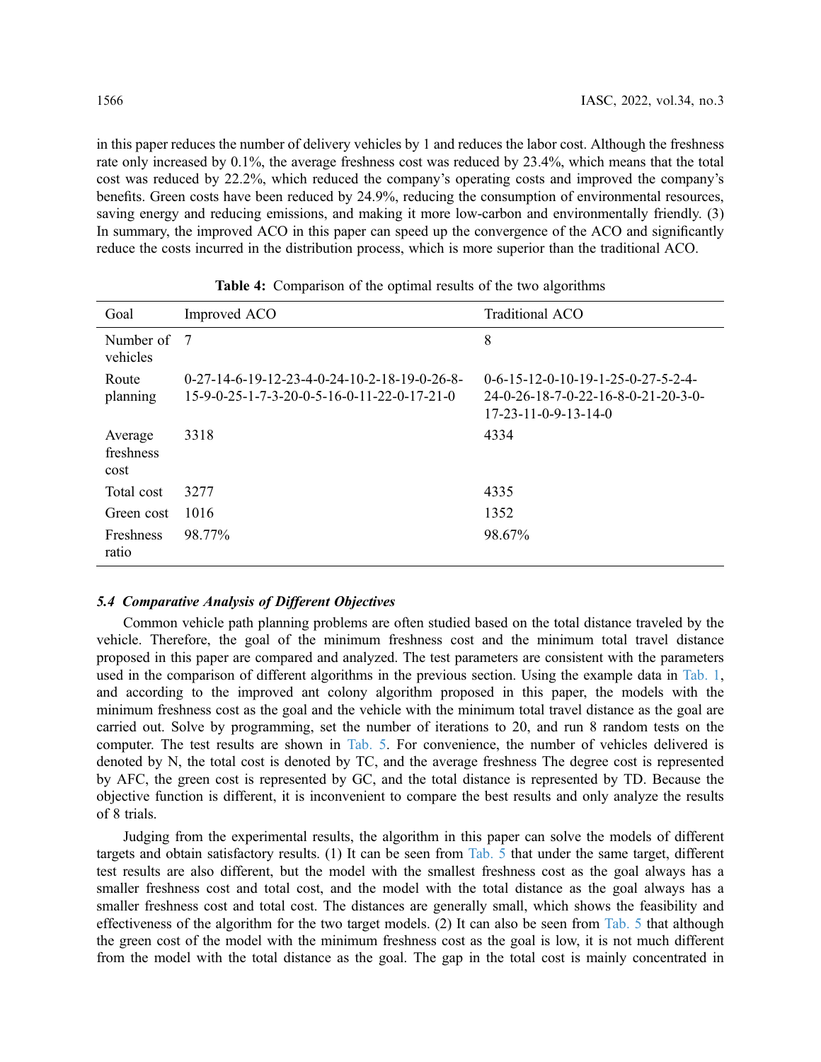in this paper reduces the number of delivery vehicles by 1 and reduces the labor cost. Although the freshness rate only increased by 0.1%, the average freshness cost was reduced by 23.4%, which means that the total cost was reduced by 22.2%, which reduced the company's operating costs and improved the company's benefits. Green costs have been reduced by 24.9%, reducing the consumption of environmental resources, saving energy and reducing emissions, and making it more low-carbon and environmentally friendly. (3) In summary, the improved ACO in this paper can speed up the convergence of the ACO and significantly reduce the costs incurred in the distribution process, which is more superior than the traditional ACO.

**Table 4:** Comparison of the optimal results of the two algorithms

| Goal | Improved ACO | Traditional ACO |
|---|---|---|
| Number of vehicles | 7 | 8 |
| Route planning | 0-27-14-6-19-12-23-4-0-24-10-2-18-19-0-26-8-15-9-0-25-1-7-3-20-0-5-16-0-11-22-0-17-21-0 | 0-6-15-12-0-10-19-1-25-0-27-5-2-4-24-0-26-18-7-0-22-16-8-0-21-20-3-0-17-23-11-0-9-13-14-0 |
| Average freshness cost | 3318 | 4334 |
| Total cost | 3277 | 4335 |
| Green cost | 1016 | 1352 |
| Freshness ratio | 98.77% | 98.67% |

### *5.4 Comparative Analysis of Different Objectives*

Common vehicle path planning problems are often studied based on the total distance traveled by the vehicle. Therefore, the goal of the minimum freshness cost and the minimum total travel distance proposed in this paper are compared and analyzed. The test parameters are consistent with the parameters used in the comparison of different algorithms in the previous section. Using the example data in Tab. 1, and according to the improved ant colony algorithm proposed in this paper, the models with the minimum freshness cost as the goal and the vehicle with the minimum total travel distance as the goal are carried out. Solve by programming, set the number of iterations to 20, and run 8 random tests on the computer. The test results are shown in Tab. 5. For convenience, the number of vehicles delivered is denoted by N, the total cost is denoted by TC, and the average freshness The degree cost is represented by AFC, the green cost is represented by GC, and the total distance is represented by TD. Because the objective function is different, it is inconvenient to compare the best results and only analyze the results of 8 trials.

Judging from the experimental results, the algorithm in this paper can solve the models of different targets and obtain satisfactory results. (1) It can be seen from Tab. 5 that under the same target, different test results are also different, but the model with the smallest freshness cost as the goal always has a smaller freshness cost and total cost, and the model with the total distance as the goal always has a smaller freshness cost and total cost. The distances are generally small, which shows the feasibility and effectiveness of the algorithm for the two target models. (2) It can also be seen from Tab. 5 that although the green cost of the model with the minimum freshness cost as the goal is low, it is not much different from the model with the total distance as the goal. The gap in the total cost is mainly concentrated in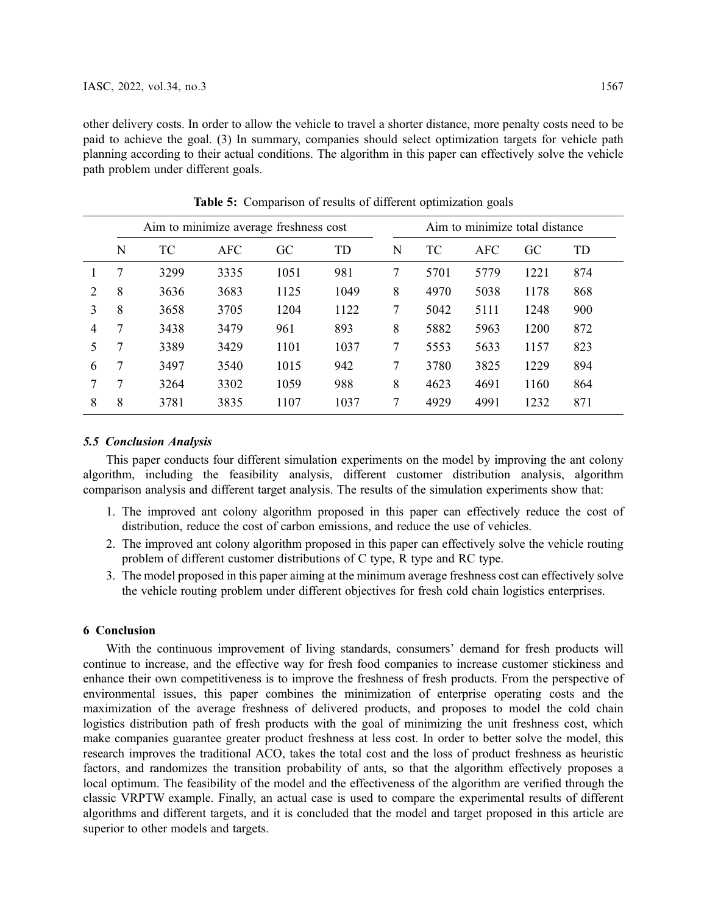other delivery costs. In order to allow the vehicle to travel a shorter distance, more penalty costs need to be paid to achieve the goal. (3) In summary, companies should select optimization targets for vehicle path planning according to their actual conditions. The algorithm in this paper can effectively solve the vehicle path problem under different goals.

**Table 5:** Comparison of results of different optimization goals

| | Aim to minimize average freshness cost | | | | | Aim to minimize total distance | | | | |
|---|---|---|---|---|---|---|---|---|---|---|
| | N | TC | AFC | GC | TD | N | TC | AFC | GC | TD |
| 1 | 7 | 3299 | 3335 | 1051 | 981 | 7 | 5701 | 5779 | 1221 | 874 |
| 2 | 8 | 3636 | 3683 | 1125 | 1049 | 8 | 4970 | 5038 | 1178 | 868 |
| 3 | 8 | 3658 | 3705 | 1204 | 1122 | 7 | 5042 | 5111 | 1248 | 900 |
| 4 | 7 | 3438 | 3479 | 961 | 893 | 8 | 5882 | 5963 | 1200 | 872 |
| 5 | 7 | 3389 | 3429 | 1101 | 1037 | 7 | 5553 | 5633 | 1157 | 823 |
| 6 | 7 | 3497 | 3540 | 1015 | 942 | 7 | 3780 | 3825 | 1229 | 894 |
| 7 | 7 | 3264 | 3302 | 1059 | 988 | 8 | 4623 | 4691 | 1160 | 864 |
| 8 | 8 | 3781 | 3835 | 1107 | 1037 | 7 | 4929 | 4991 | 1232 | 871 |

### *5.5 Conclusion Analysis*

This paper conducts four different simulation experiments on the model by improving the ant colony algorithm, including the feasibility analysis, different customer distribution analysis, algorithm comparison analysis and different target analysis. The results of the simulation experiments show that:

1. The improved ant colony algorithm proposed in this paper can effectively reduce the cost of distribution, reduce the cost of carbon emissions, and reduce the use of vehicles.
2. The improved ant colony algorithm proposed in this paper can effectively solve the vehicle routing problem of different customer distributions of C type, R type and RC type.
3. The model proposed in this paper aiming at the minimum average freshness cost can effectively solve the vehicle routing problem under different objectives for fresh cold chain logistics enterprises.

## 6 Conclusion

With the continuous improvement of living standards, consumers' demand for fresh products will continue to increase, and the effective way for fresh food companies to increase customer stickiness and enhance their own competitiveness is to improve the freshness of fresh products. From the perspective of environmental issues, this paper combines the minimization of enterprise operating costs and the maximization of the average freshness of delivered products, and proposes to model the cold chain logistics distribution path of fresh products with the goal of minimizing the unit freshness cost, which make companies guarantee greater product freshness at less cost. In order to better solve the model, this research improves the traditional ACO, takes the total cost and the loss of product freshness as heuristic factors, and randomizes the transition probability of ants, so that the algorithm effectively proposes a local optimum. The feasibility of the model and the effectiveness of the algorithm are verified through the classic VRPTW example. Finally, an actual case is used to compare the experimental results of different algorithms and different targets, and it is concluded that the model and target proposed in this article are superior to other models and targets.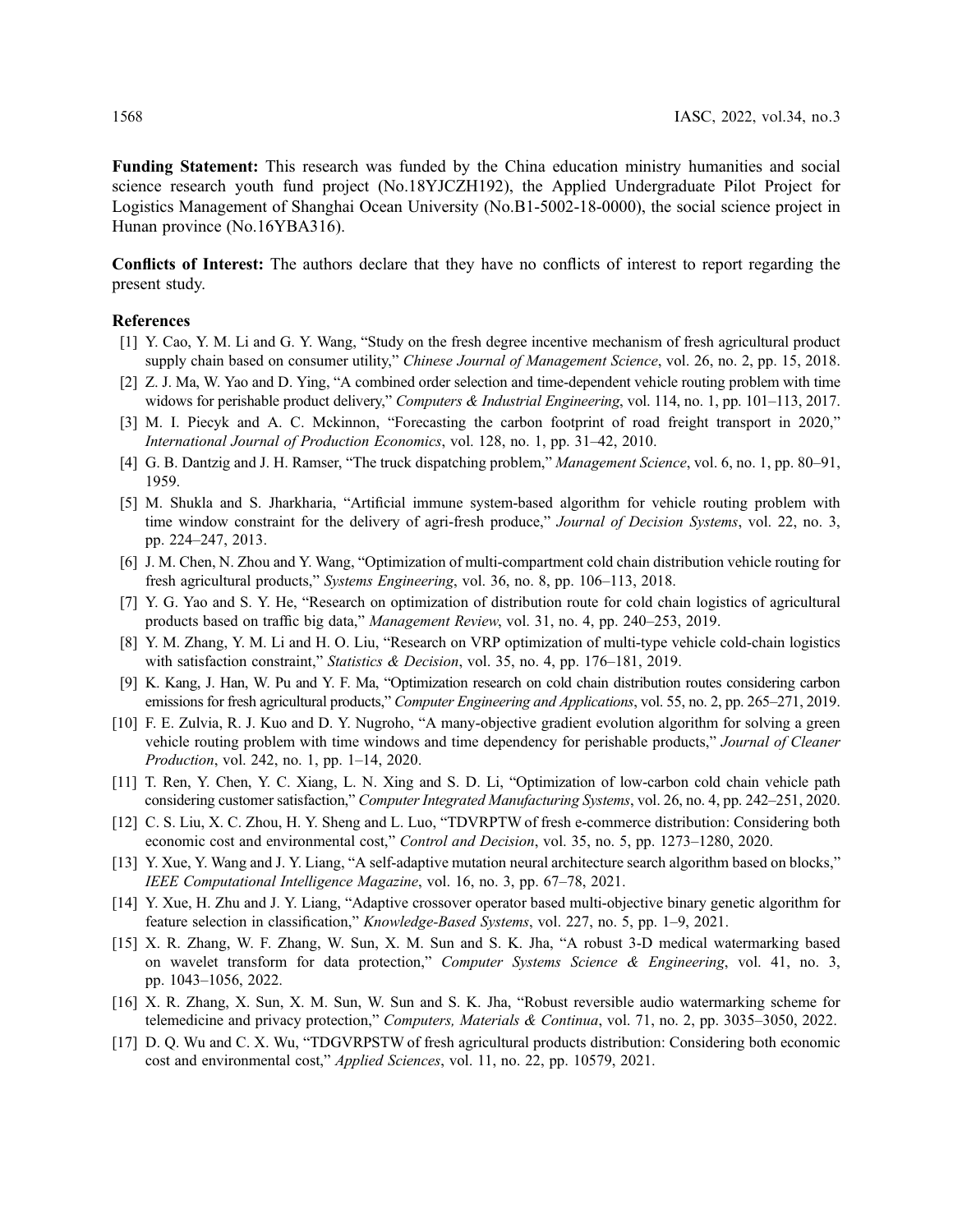**Funding Statement:** This research was funded by the China education ministry humanities and social science research youth fund project (No.18YJCZH192), the Applied Undergraduate Pilot Project for Logistics Management of Shanghai Ocean University (No.B1-5002-18-0000), the social science project in Hunan province (No.16YBA316).

**Conflicts of Interest:** The authors declare that they have no conflicts of interest to report regarding the present study.

## References

[1] Y. Cao, Y. M. Li and G. Y. Wang, "Study on the fresh degree incentive mechanism of fresh agricultural product supply chain based on consumer utility," *Chinese Journal of Management Science*, vol. 26, no. 2, pp. 15, 2018.

[2] Z. J. Ma, W. Yao and D. Ying, "A combined order selection and time-dependent vehicle routing problem with time widows for perishable product delivery," *Computers & Industrial Engineering*, vol. 114, no. 1, pp. 101–113, 2017.

[3] M. I. Piecyk and A. C. Mckinnon, "Forecasting the carbon footprint of road freight transport in 2020," *International Journal of Production Economics*, vol. 128, no. 1, pp. 31–42, 2010.

[4] G. B. Dantzig and J. H. Ramser, "The truck dispatching problem," *Management Science*, vol. 6, no. 1, pp. 80–91, 1959.

[5] M. Shukla and S. Jharkharia, "Artificial immune system-based algorithm for vehicle routing problem with time window constraint for the delivery of agri-fresh produce," *Journal of Decision Systems*, vol. 22, no. 3, pp. 224–247, 2013.

[6] J. M. Chen, N. Zhou and Y. Wang, "Optimization of multi-compartment cold chain distribution vehicle routing for fresh agricultural products," *Systems Engineering*, vol. 36, no. 8, pp. 106–113, 2018.

[7] Y. G. Yao and S. Y. He, "Research on optimization of distribution route for cold chain logistics of agricultural products based on traffic big data," *Management Review*, vol. 31, no. 4, pp. 240–253, 2019.

[8] Y. M. Zhang, Y. M. Li and H. O. Liu, "Research on VRP optimization of multi-type vehicle cold-chain logistics with satisfaction constraint," *Statistics & Decision*, vol. 35, no. 4, pp. 176–181, 2019.

[9] K. Kang, J. Han, W. Pu and Y. F. Ma, "Optimization research on cold chain distribution routes considering carbon emissions for fresh agricultural products," *Computer Engineering and Applications*, vol. 55, no. 2, pp. 265–271, 2019.

[10] F. E. Zulvia, R. J. Kuo and D. Y. Nugroho, "A many-objective gradient evolution algorithm for solving a green vehicle routing problem with time windows and time dependency for perishable products," *Journal of Cleaner Production*, vol. 242, no. 1, pp. 1–14, 2020.

[11] T. Ren, Y. Chen, Y. C. Xiang, L. N. Xing and S. D. Li, "Optimization of low-carbon cold chain vehicle path considering customer satisfaction," *Computer Integrated Manufacturing Systems*, vol. 26, no. 4, pp. 242–251, 2020.

[12] C. S. Liu, X. C. Zhou, H. Y. Sheng and L. Luo, "TDVRPTW of fresh e-commerce distribution: Considering both economic cost and environmental cost," *Control and Decision*, vol. 35, no. 5, pp. 1273–1280, 2020.

[13] Y. Xue, Y. Wang and J. Y. Liang, "A self-adaptive mutation neural architecture search algorithm based on blocks," *IEEE Computational Intelligence Magazine*, vol. 16, no. 3, pp. 67–78, 2021.

[14] Y. Xue, H. Zhu and J. Y. Liang, "Adaptive crossover operator based multi-objective binary genetic algorithm for feature selection in classification," *Knowledge-Based Systems*, vol. 227, no. 5, pp. 1–9, 2021.

[15] X. R. Zhang, W. F. Zhang, W. Sun, X. M. Sun and S. K. Jha, "A robust 3-D medical watermarking based on wavelet transform for data protection," *Computer Systems Science & Engineering*, vol. 41, no. 3, pp. 1043–1056, 2022.

[16] X. R. Zhang, X. Sun, X. M. Sun, W. Sun and S. K. Jha, "Robust reversible audio watermarking scheme for telemedicine and privacy protection," *Computers, Materials & Continua*, vol. 71, no. 2, pp. 3035–3050, 2022.

[17] D. Q. Wu and C. X. Wu, "TDGVRPSTW of fresh agricultural products distribution: Considering both economic cost and environmental cost," *Applied Sciences*, vol. 11, no. 22, pp. 10579, 2021.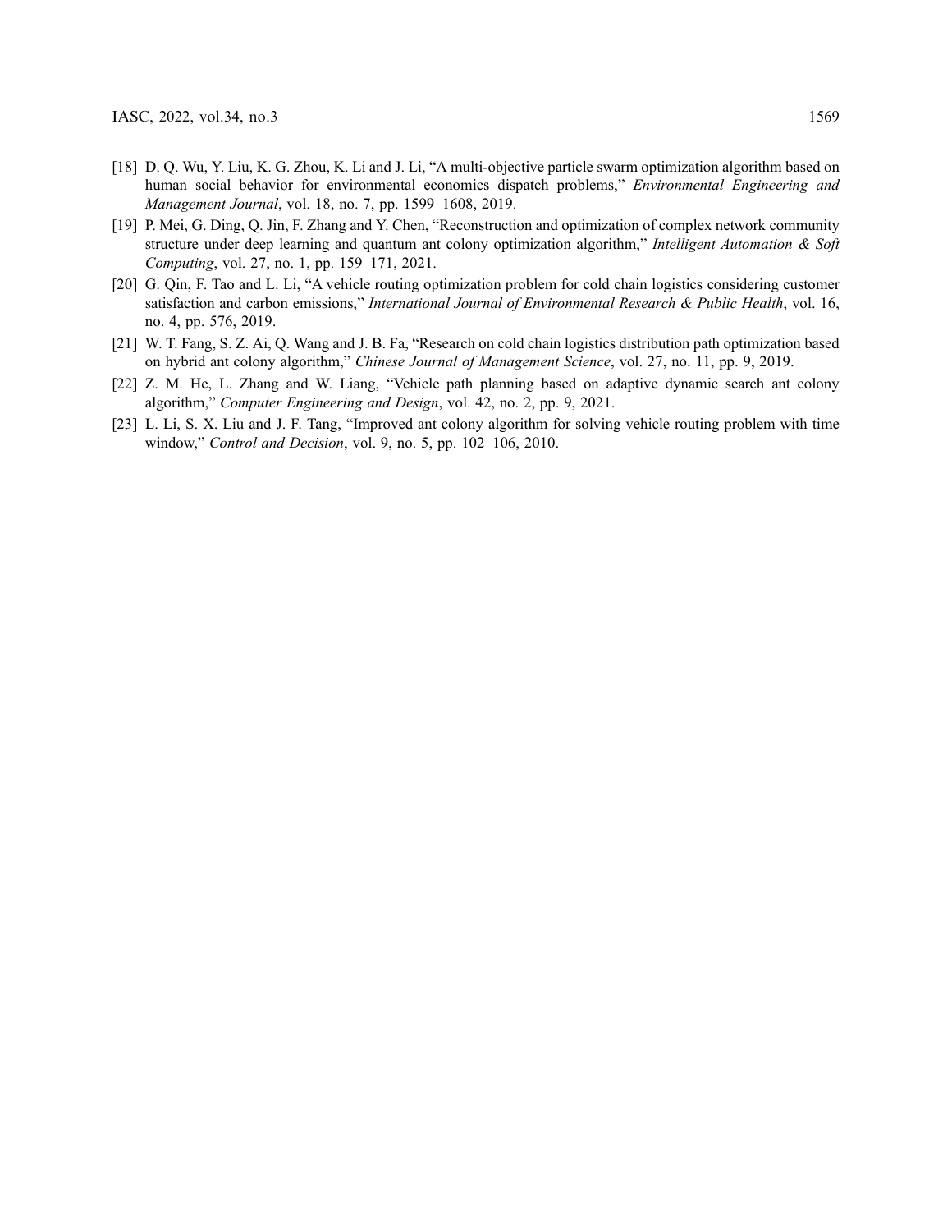[18] D. Q. Wu, Y. Liu, K. G. Zhou, K. Li and J. Li, "A multi-objective particle swarm optimization algorithm based on human social behavior for environmental economics dispatch problems," *Environmental Engineering and Management Journal*, vol. 18, no. 7, pp. 1599–1608, 2019.

[19] P. Mei, G. Ding, Q. Jin, F. Zhang and Y. Chen, "Reconstruction and optimization of complex network community structure under deep learning and quantum ant colony optimization algorithm," *Intelligent Automation & Soft Computing*, vol. 27, no. 1, pp. 159–171, 2021.

[20] G. Qin, F. Tao and L. Li, "A vehicle routing optimization problem for cold chain logistics considering customer satisfaction and carbon emissions," *International Journal of Environmental Research & Public Health*, vol. 16, no. 4, pp. 576, 2019.

[21] W. T. Fang, S. Z. Ai, Q. Wang and J. B. Fa, "Research on cold chain logistics distribution path optimization based on hybrid ant colony algorithm," *Chinese Journal of Management Science*, vol. 27, no. 11, pp. 9, 2019.

[22] Z. M. He, L. Zhang and W. Liang, "Vehicle path planning based on adaptive dynamic search ant colony algorithm," *Computer Engineering and Design*, vol. 42, no. 2, pp. 9, 2021.

[23] L. Li, S. X. Liu and J. F. Tang, "Improved ant colony algorithm for solving vehicle routing problem with time window," *Control and Decision*, vol. 9, no. 5, pp. 102–106, 2010.